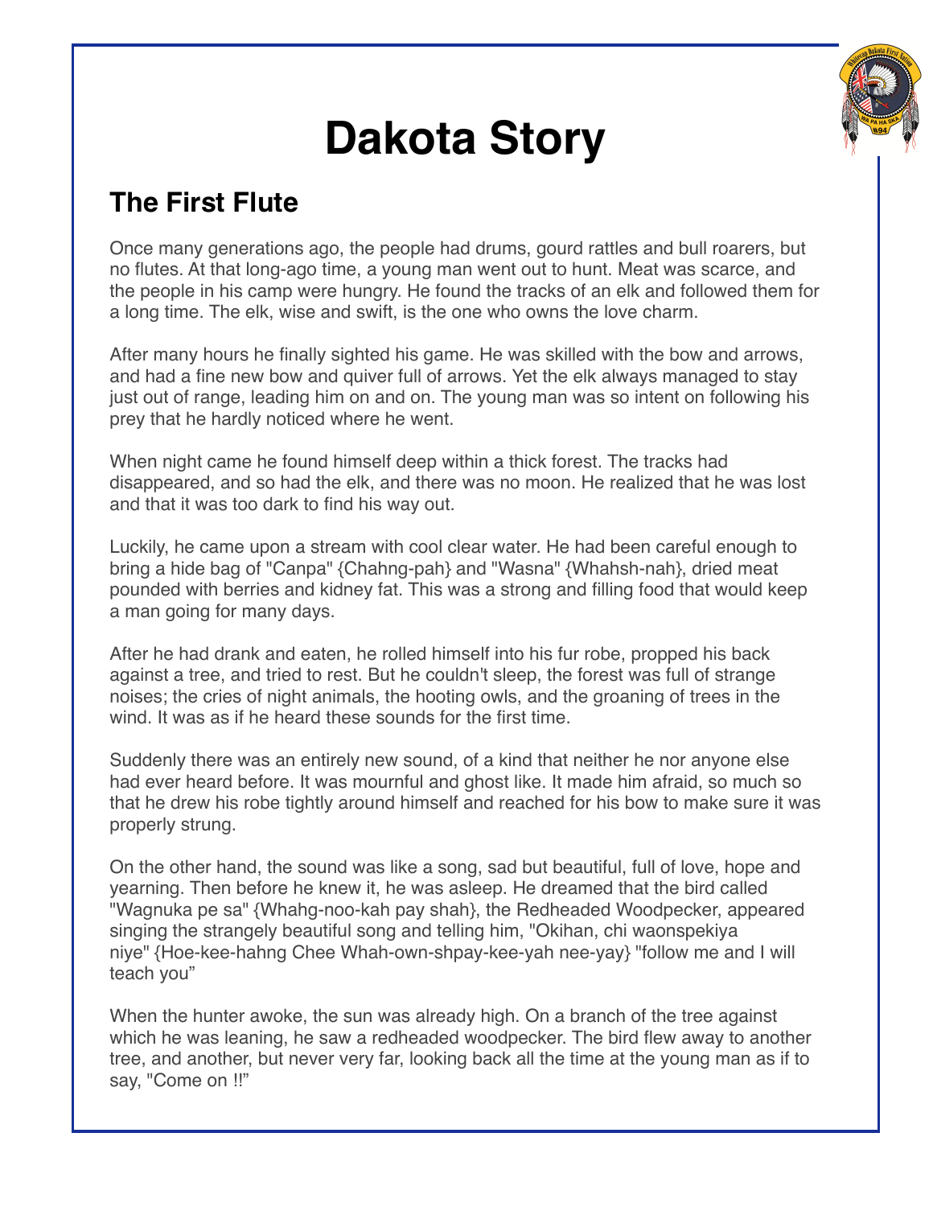# Dakota Story

## The First Flute

Once many generations ago, the people had drums, gourd rattles and bull roarers, but no flutes. At that long-ago time, a young man went out to hunt. Meat was scarce, and the people in his camp were hungry. He found the tracks of an elk and followed them for a long time. The elk, wise and swift, is the one who owns the love charm.

After many hours he finally sighted his game. He was skilled with the bow and arrows, and had a fine new bow and quiver full of arrows. Yet the elk always managed to stay just out of range, leading him on and on. The young man was so intent on following his prey that he hardly noticed where he went.

When night came he found himself deep within a thick forest. The tracks had disappeared, and so had the elk, and there was no moon. He realized that he was lost and that it was too dark to find his way out.

Luckily, he came upon a stream with cool clear water. He had been careful enough to bring a hide bag of "Canpa" {Chahng-pah} and "Wasna" {Whahsh-nah}, dried meat pounded with berries and kidney fat. This was a strong and filling food that would keep a man going for many days.

After he had drank and eaten, he rolled himself into his fur robe, propped his back against a tree, and tried to rest. But he couldn't sleep, the forest was full of strange noises; the cries of night animals, the hooting owls, and the groaning of trees in the wind. It was as if he heard these sounds for the first time.

Suddenly there was an entirely new sound, of a kind that neither he nor anyone else had ever heard before. It was mournful and ghost like. It made him afraid, so much so that he drew his robe tightly around himself and reached for his bow to make sure it was properly strung.

On the other hand, the sound was like a song, sad but beautiful, full of love, hope and yearning. Then before he knew it, he was asleep. He dreamed that the bird called "Wagnuka pe sa" {Whahg-noo-kah pay shah}, the Redheaded Woodpecker, appeared singing the strangely beautiful song and telling him, "Okihan, chi waonspekiya niye" {Hoe-kee-hahng Chee Whah-own-shpay-kee-yah nee-yay} "follow me and I will teach you"

When the hunter awoke, the sun was already high. On a branch of the tree against which he was leaning, he saw a redheaded woodpecker. The bird flew away to another tree, and another, but never very far, looking back all the time at the young man as if to say, "Come on !!"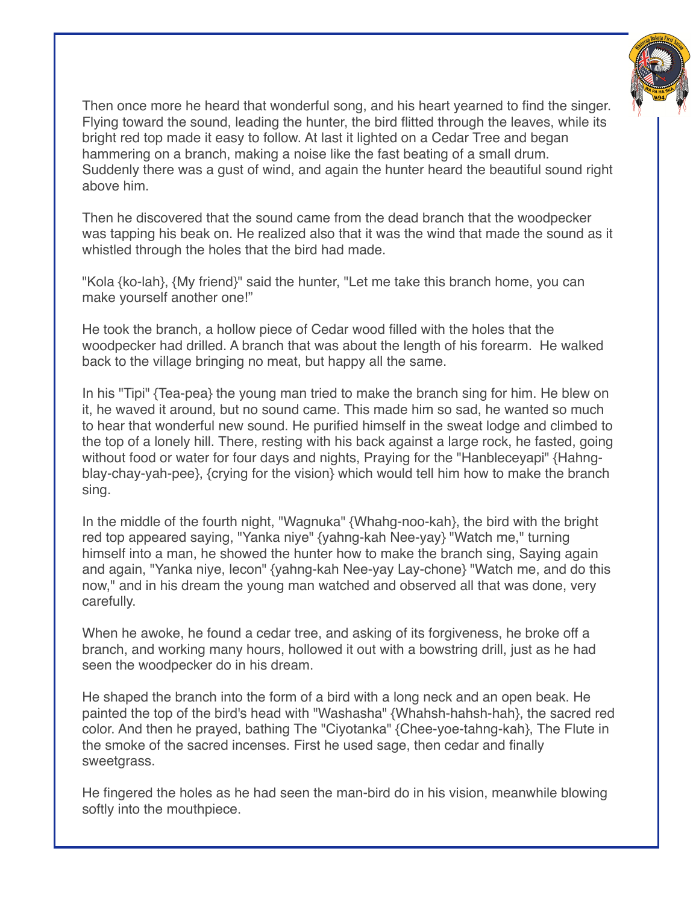Then once more he heard that wonderful song, and his heart yearned to find the singer. Flying toward the sound, leading the hunter, the bird flitted through the leaves, while its bright red top made it easy to follow. At last it lighted on a Cedar Tree and began hammering on a branch, making a noise like the fast beating of a small drum. Suddenly there was a gust of wind, and again the hunter heard the beautiful sound right above him.

Then he discovered that the sound came from the dead branch that the woodpecker was tapping his beak on. He realized also that it was the wind that made the sound as it whistled through the holes that the bird had made.

"Kola {ko-lah}, {My friend}" said the hunter, "Let me take this branch home, you can make yourself another one!"

He took the branch, a hollow piece of Cedar wood filled with the holes that the woodpecker had drilled. A branch that was about the length of his forearm. He walked back to the village bringing no meat, but happy all the same.

In his "Tipi" {Tea-pea} the young man tried to make the branch sing for him. He blew on it, he waved it around, but no sound came. This made him so sad, he wanted so much to hear that wonderful new sound. He purified himself in the sweat lodge and climbed to the top of a lonely hill. There, resting with his back against a large rock, he fasted, going without food or water for four days and nights, Praying for the "Hanbleceyapi" {Hahng-blay-chay-yah-pee}, {crying for the vision} which would tell him how to make the branch sing.

In the middle of the fourth night, "Wagnuka" {Whahg-noo-kah}, the bird with the bright red top appeared saying, "Yanka niye" {yahng-kah Nee-yay} "Watch me," turning himself into a man, he showed the hunter how to make the branch sing, Saying again and again, "Yanka niye, lecon" {yahng-kah Nee-yay Lay-chone} "Watch me, and do this now," and in his dream the young man watched and observed all that was done, very carefully.

When he awoke, he found a cedar tree, and asking of its forgiveness, he broke off a branch, and working many hours, hollowed it out with a bowstring drill, just as he had seen the woodpecker do in his dream.

He shaped the branch into the form of a bird with a long neck and an open beak. He painted the top of the bird's head with "Washasha" {Whahsh-hahsh-hah}, the sacred red color. And then he prayed, bathing The "Ciyotanka" {Chee-yoe-tahng-kah}, The Flute in the smoke of the sacred incenses. First he used sage, then cedar and finally sweetgrass.

He fingered the holes as he had seen the man-bird do in his vision, meanwhile blowing softly into the mouthpiece.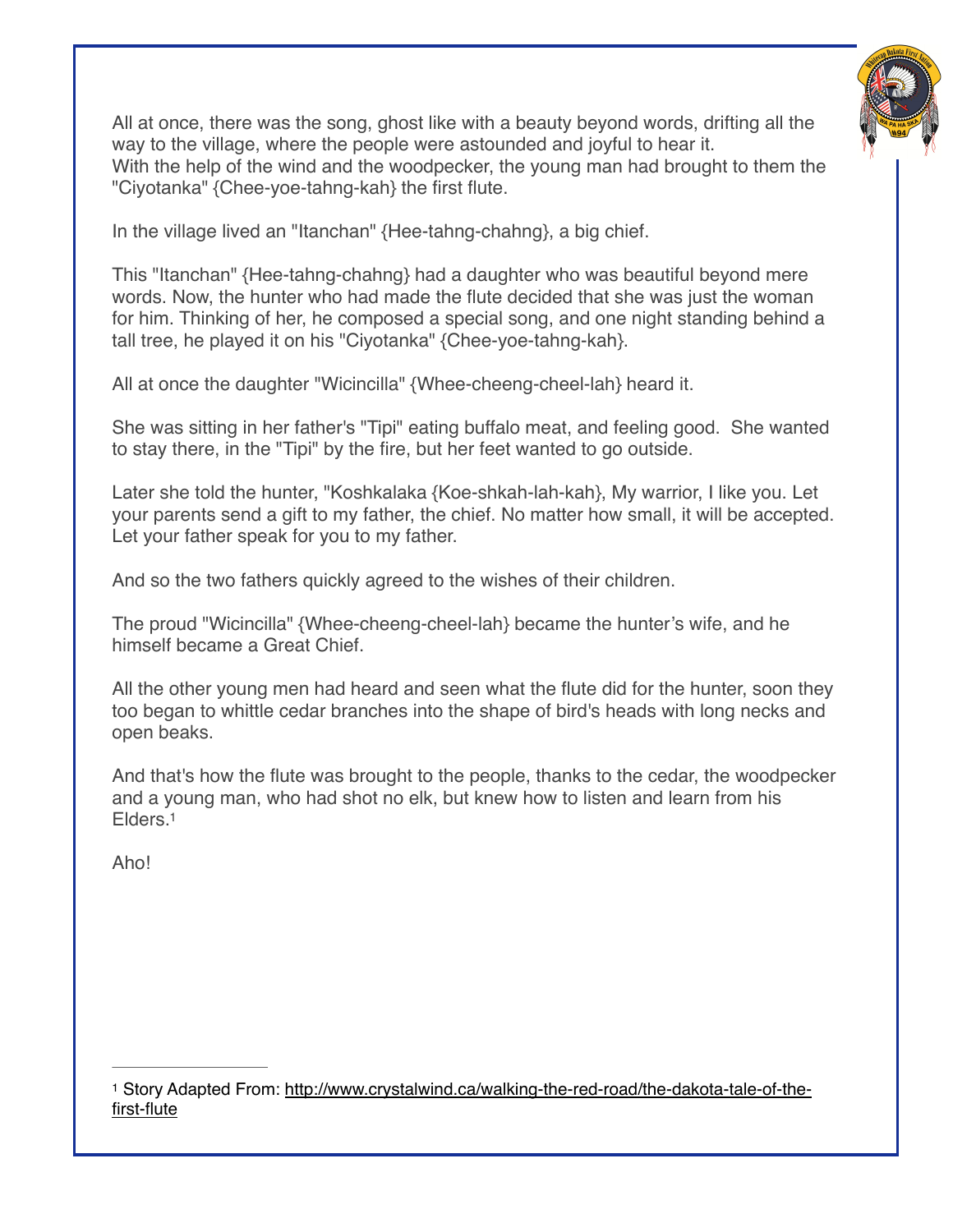All at once, there was the song, ghost like with a beauty beyond words, drifting all the way to the village, where the people were astounded and joyful to hear it.
With the help of the wind and the woodpecker, the young man had brought to them the "Ciyotanka" {Chee-yoe-tahng-kah} the first flute.

In the village lived an "Itanchan" {Hee-tahng-chahng}, a big chief.

This "Itanchan" {Hee-tahng-chahng} had a daughter who was beautiful beyond mere words. Now, the hunter who had made the flute decided that she was just the woman for him. Thinking of her, he composed a special song, and one night standing behind a tall tree, he played it on his "Ciyotanka" {Chee-yoe-tahng-kah}.

All at once the daughter "Wicincilla" {Whee-cheeng-cheel-lah} heard it.

She was sitting in her father's "Tipi" eating buffalo meat, and feeling good. She wanted to stay there, in the "Tipi" by the fire, but her feet wanted to go outside.

Later she told the hunter, "Koshkalaka {Koe-shkah-lah-kah}, My warrior, I like you. Let your parents send a gift to my father, the chief. No matter how small, it will be accepted. Let your father speak for you to my father.

And so the two fathers quickly agreed to the wishes of their children.

The proud "Wicincilla" {Whee-cheeng-cheel-lah} became the hunter's wife, and he himself became a Great Chief.

All the other young men had heard and seen what the flute did for the hunter, soon they too began to whittle cedar branches into the shape of bird's heads with long necks and open beaks.

And that's how the flute was brought to the people, thanks to the cedar, the woodpecker and a young man, who had shot no elk, but knew how to listen and learn from his Elders.[1]

Aho!

---

[1] Story Adapted From: http://www.crystalwind.ca/walking-the-red-road/the-dakota-tale-of-the-first-flute